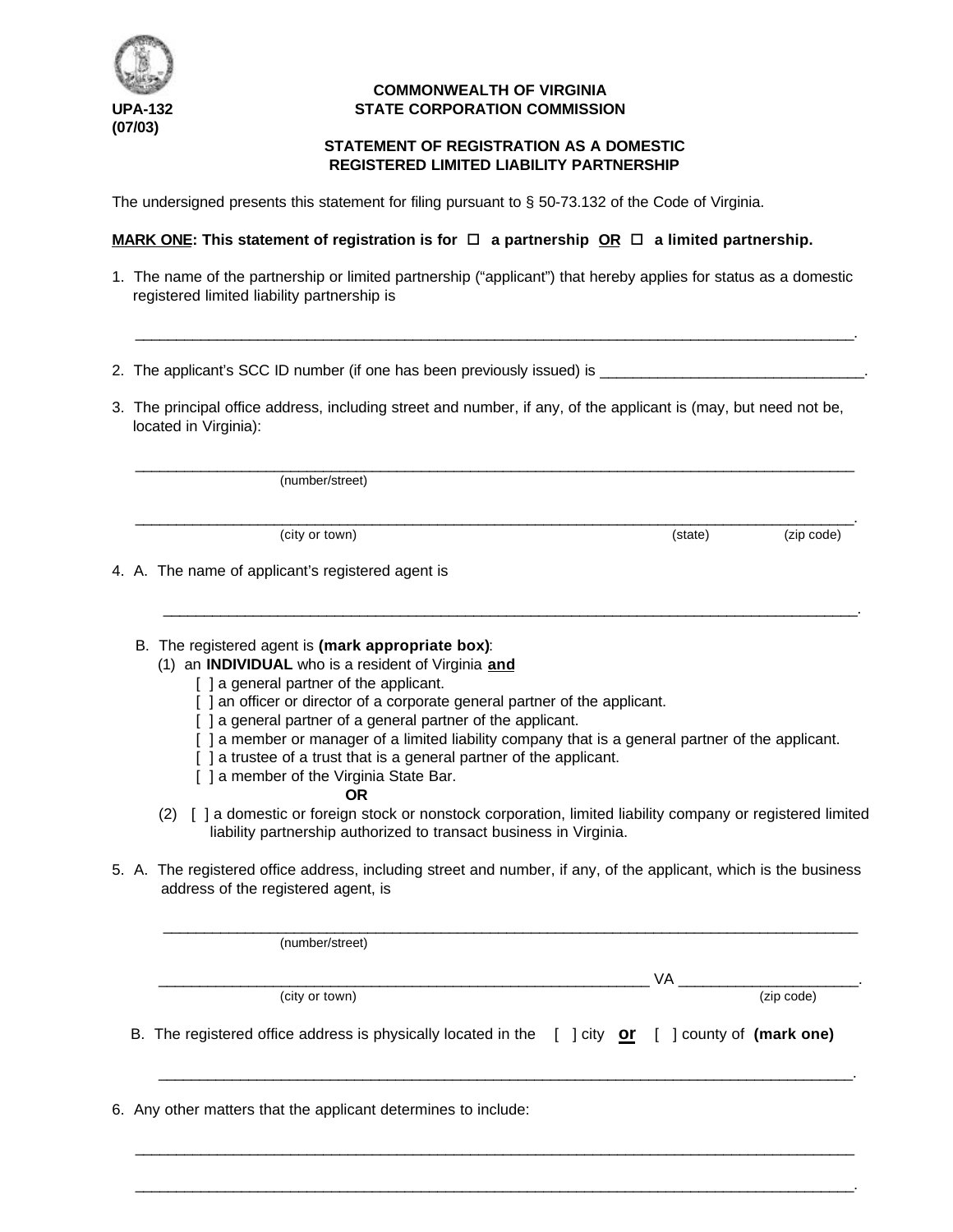UPA-132
(07/03)

**COMMONWEALTH OF VIRGINIA**
**STATE CORPORATION COMMISSION**

**STATEMENT OF REGISTRATION AS A DOMESTIC REGISTERED LIMITED LIABILITY PARTNERSHIP**

The undersigned presents this statement for filing pursuant to § 50-73.132 of the Code of Virginia.

**MARK ONE: This statement of registration is for ☐ a partnership OR ☐ a limited partnership.**

1. The name of the partnership or limited partnership ("applicant") that hereby applies for status as a domestic registered limited liability partnership is

   ______________________________________________________________________________.

2. The applicant's SCC ID number (if one has been previously issued) is ______________________________.

3. The principal office address, including street and number, if any, of the applicant is (may, but need not be, located in Virginia):

   ______________________________________________________________________________
   (number/street)

   ______________________________________________________________________________.
   (city or town) (state) (zip code)

4. A. The name of applicant's registered agent is

   ______________________________________________________________________________.

   B. The registered agent is **(mark appropriate box)**:
   
   (1) an **INDIVIDUAL** who is a resident of Virginia **and**
   - [ ] a general partner of the applicant.
   - [ ] an officer or director of a corporate general partner of the applicant.
   - [ ] a general partner of a general partner of the applicant.
   - [ ] a member or manager of a limited liability company that is a general partner of the applicant.
   - [ ] a trustee of a trust that is a general partner of the applicant.
   - [ ] a member of the Virginia State Bar.

   **OR**

   (2) [ ] a domestic or foreign stock or nonstock corporation, limited liability company or registered limited liability partnership authorized to transact business in Virginia.

5. A. The registered office address, including street and number, if any, of the applicant, which is the business address of the registered agent, is

   ______________________________________________________________________________
   (number/street)

   _______________________________________________________ VA ____________________.
   (city or town) (zip code)

   B. The registered office address is physically located in the [ ] city **or** [ ] county of **(mark one)**

   ______________________________________________________________________________.

6. Any other matters that the applicant determines to include:

   ______________________________________________________________________________

   ______________________________________________________________________________.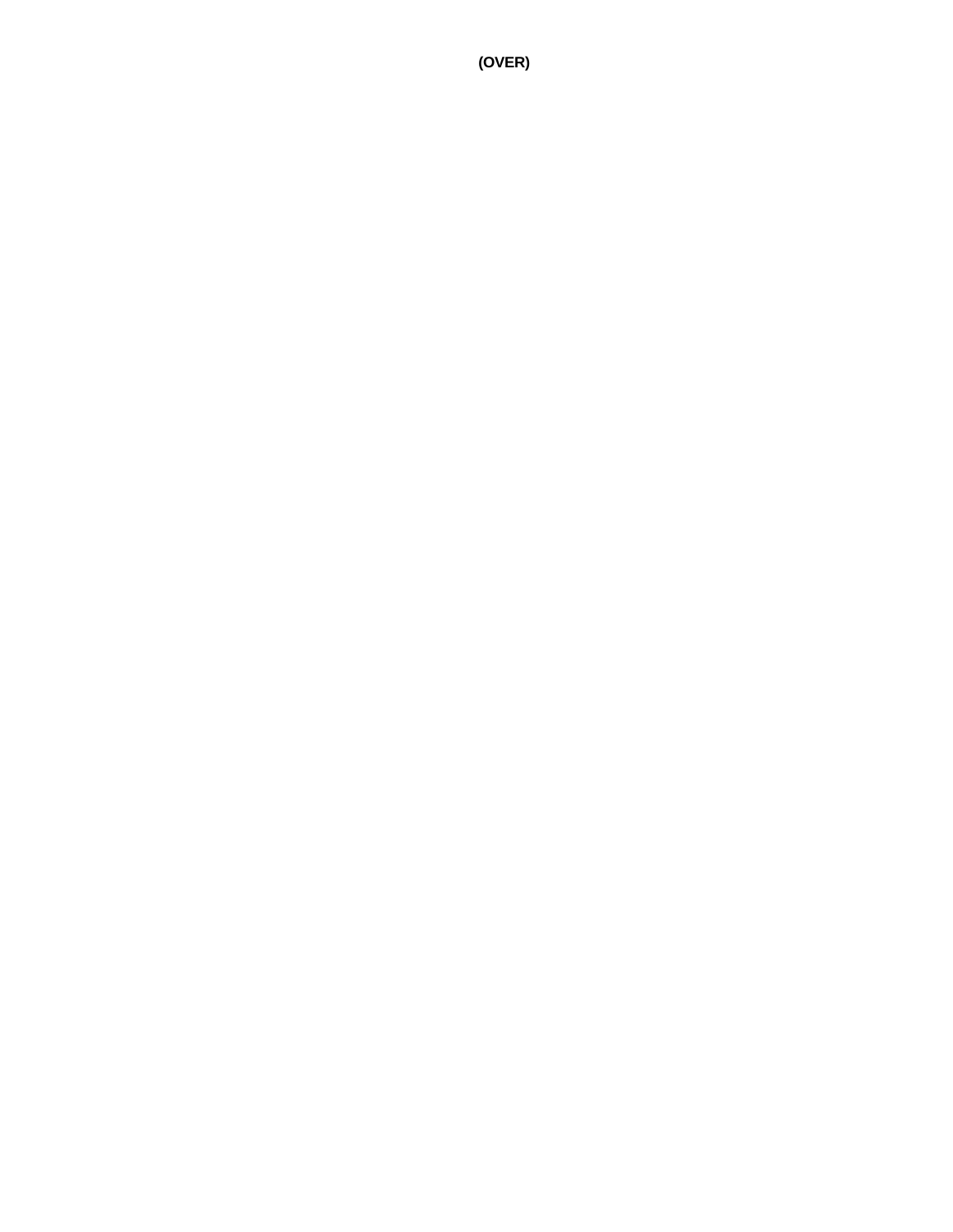**(OVER)**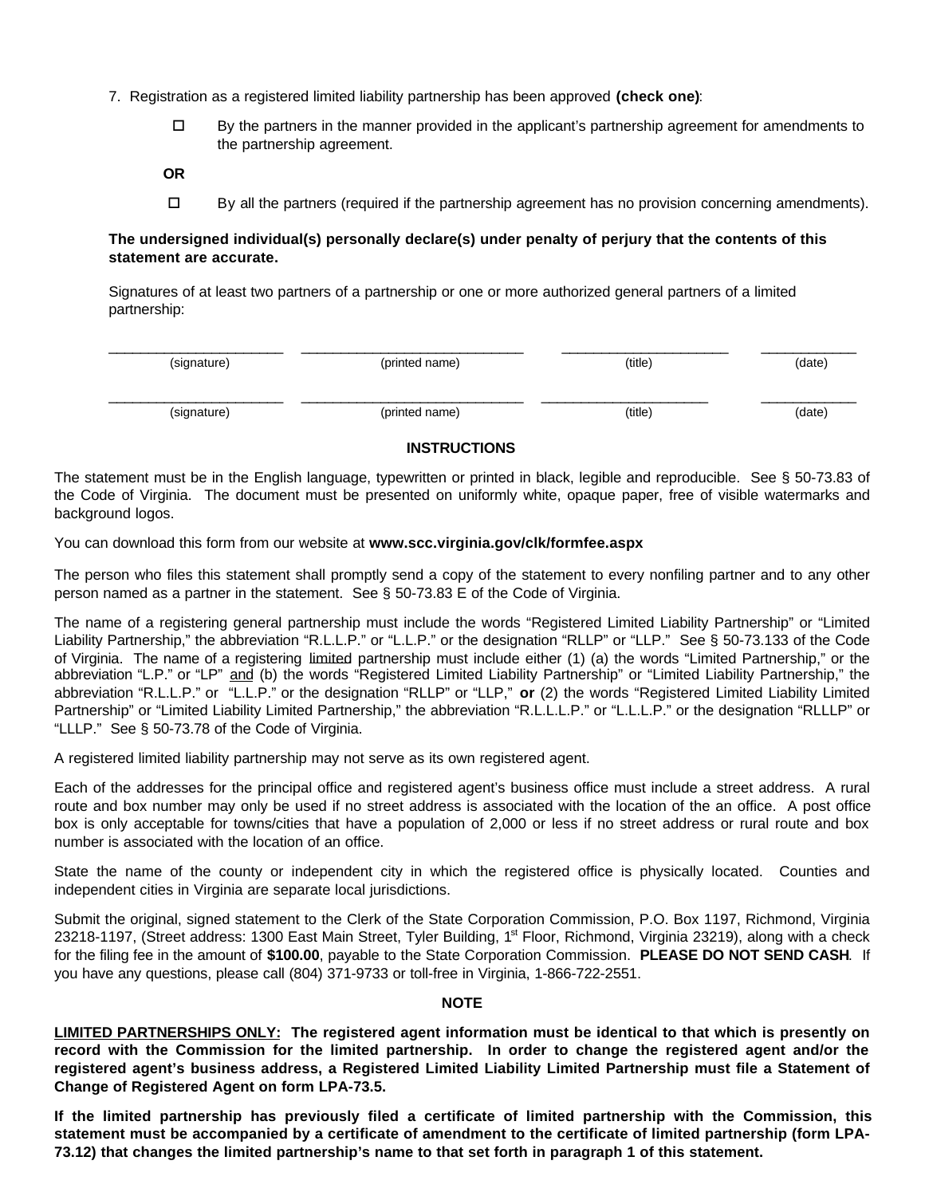7. Registration as a registered limited liability partnership has been approved **(check one)**:

☐ By the partners in the manner provided in the applicant's partnership agreement for amendments to the partnership agreement.

**OR**

☐ By all the partners (required if the partnership agreement has no provision concerning amendments).

**The undersigned individual(s) personally declare(s) under penalty of perjury that the contents of this statement are accurate.**

Signatures of at least two partners of a partnership or one or more authorized general partners of a limited partnership:

| (signature) | (printed name) | (title) | (date) |
|---|---|---|---|
| ______________________ | ____________________________ | _____________________ | ____________ |
| ______________________ | ____________________________ | _____________________ | ____________ |

**INSTRUCTIONS**

The statement must be in the English language, typewritten or printed in black, legible and reproducible. See § 50-73.83 of the Code of Virginia. The document must be presented on uniformly white, opaque paper, free of visible watermarks and background logos.

You can download this form from our website at **www.scc.virginia.gov/clk/formfee.aspx**

The person who files this statement shall promptly send a copy of the statement to every nonfiling partner and to any other person named as a partner in the statement. See § 50-73.83 E of the Code of Virginia.

The name of a registering general partnership must include the words "Registered Limited Liability Partnership" or "Limited Liability Partnership," the abbreviation "R.L.L.P." or "L.L.P." or the designation "RLLP" or "LLP." See § 50-73.133 of the Code of Virginia. The name of a registering limited partnership must include either (1) (a) the words "Limited Partnership," or the abbreviation "L.P." or "LP" and (b) the words "Registered Limited Liability Partnership" or "Limited Liability Partnership," the abbreviation "R.L.L.P." or "L.L.P." or the designation "RLLP" or "LLP," **or** (2) the words "Registered Limited Liability Limited Partnership" or "Limited Liability Limited Partnership," the abbreviation "R.L.L.L.P." or "L.L.L.P." or the designation "RLLLP" or "LLLP." See § 50-73.78 of the Code of Virginia.

A registered limited liability partnership may not serve as its own registered agent.

Each of the addresses for the principal office and registered agent's business office must include a street address. A rural route and box number may only be used if no street address is associated with the location of the an office. A post office box is only acceptable for towns/cities that have a population of 2,000 or less if no street address or rural route and box number is associated with the location of an office.

State the name of the county or independent city in which the registered office is physically located. Counties and independent cities in Virginia are separate local jurisdictions.

Submit the original, signed statement to the Clerk of the State Corporation Commission, P.O. Box 1197, Richmond, Virginia 23218-1197, (Street address: 1300 East Main Street, Tyler Building, 1st Floor, Richmond, Virginia 23219), along with a check for the filing fee in the amount of **$100.00**, payable to the State Corporation Commission. **PLEASE DO NOT SEND CASH**. If you have any questions, please call (804) 371-9733 or toll-free in Virginia, 1-866-722-2551.

**NOTE**

**LIMITED PARTNERSHIPS ONLY: The registered agent information must be identical to that which is presently on record with the Commission for the limited partnership. In order to change the registered agent and/or the registered agent's business address, a Registered Limited Liability Limited Partnership must file a Statement of Change of Registered Agent on form LPA-73.5.**

**If the limited partnership has previously filed a certificate of limited partnership with the Commission, this statement must be accompanied by a certificate of amendment to the certificate of limited partnership (form LPA-73.12) that changes the limited partnership's name to that set forth in paragraph 1 of this statement.**